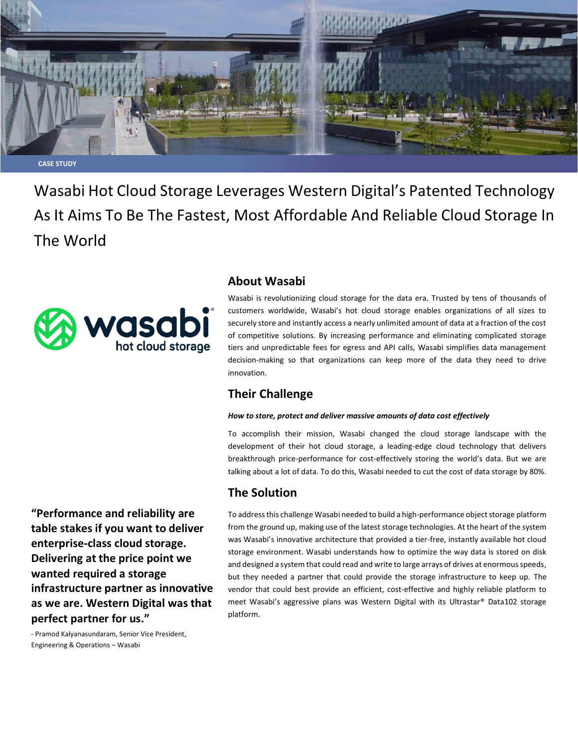CASE STUDY

# Wasabi Hot Cloud Storage Leverages Western Digital's Patented Technology As It Aims To Be The Fastest, Most Affordable And Reliable Cloud Storage In The World

## About Wasabi

Wasabi is revolutionizing cloud storage for the data era. Trusted by tens of thousands of customers worldwide, Wasabi's hot cloud storage enables organizations of all sizes to securely store and instantly access a nearly unlimited amount of data at a fraction of the cost of competitive solutions. By increasing performance and eliminating complicated storage tiers and unpredictable fees for egress and API calls, Wasabi simplifies data management decision-making so that organizations can keep more of the data they need to drive innovation.

## Their Challenge

***How to store, protect and deliver massive amounts of data cost effectively***

To accomplish their mission, Wasabi changed the cloud storage landscape with the development of their hot cloud storage, a leading-edge cloud technology that delivers breakthrough price-performance for cost-effectively storing the world's data. But we are talking about a lot of data. To do this, Wasabi needed to cut the cost of data storage by 80%.

## The Solution

To address this challenge Wasabi needed to build a high-performance object storage platform from the ground up, making use of the latest storage technologies. At the heart of the system was Wasabi's innovative architecture that provided a tier-free, instantly available hot cloud storage environment. Wasabi understands how to optimize the way data is stored on disk and designed a system that could read and write to large arrays of drives at enormous speeds, but they needed a partner that could provide the storage infrastructure to keep up. The vendor that could best provide an efficient, cost-effective and highly reliable platform to meet Wasabi's aggressive plans was Western Digital with its Ultrastar® Data102 storage platform.

**"Performance and reliability are table stakes if you want to deliver enterprise-class cloud storage. Delivering at the price point we wanted required a storage infrastructure partner as innovative as we are. Western Digital was that perfect partner for us."**

- Pramod Kalyanasundaram, Senior Vice President, Engineering & Operations – Wasabi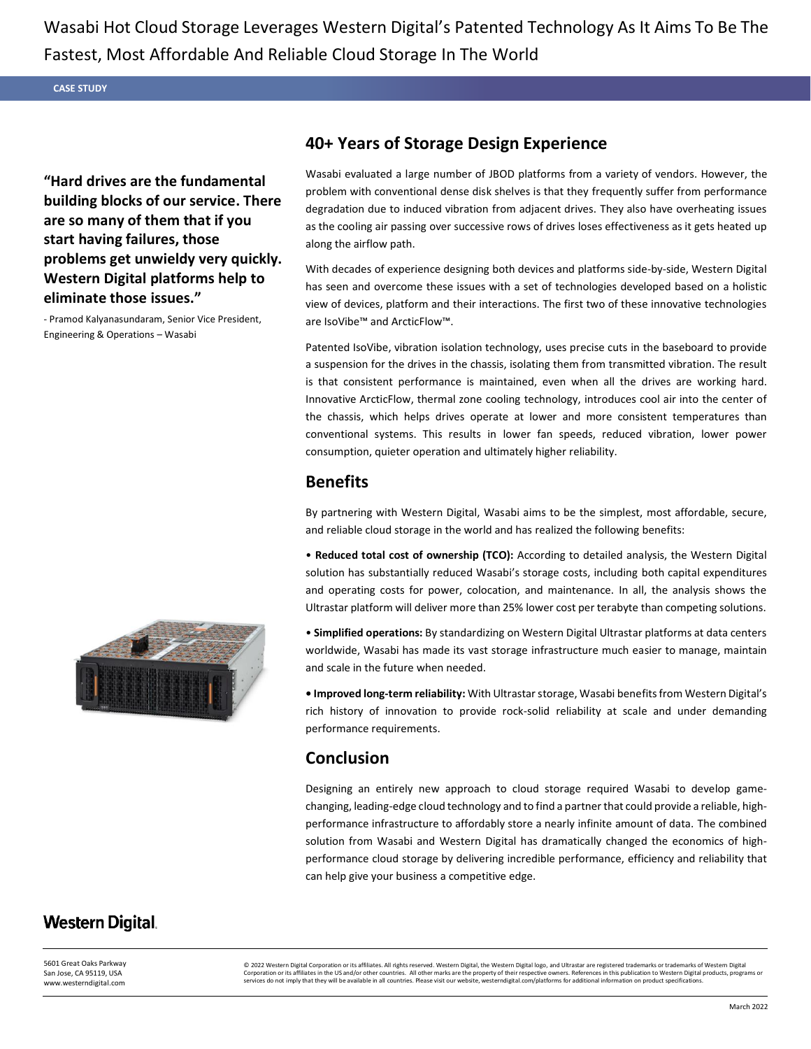Wasabi Hot Cloud Storage Leverages Western Digital's Patented Technology As It Aims To Be The Fastest, Most Affordable And Reliable Cloud Storage In The World

CASE STUDY

**"Hard drives are the fundamental building blocks of our service. There are so many of them that if you start having failures, those problems get unwieldy very quickly. Western Digital platforms help to eliminate those issues."**

- Pramod Kalyanasundaram, Senior Vice President, Engineering & Operations – Wasabi

## 40+ Years of Storage Design Experience

Wasabi evaluated a large number of JBOD platforms from a variety of vendors. However, the problem with conventional dense disk shelves is that they frequently suffer from performance degradation due to induced vibration from adjacent drives. They also have overheating issues as the cooling air passing over successive rows of drives loses effectiveness as it gets heated up along the airflow path.

With decades of experience designing both devices and platforms side-by-side, Western Digital has seen and overcome these issues with a set of technologies developed based on a holistic view of devices, platform and their interactions. The first two of these innovative technologies are IsoVibe™ and ArcticFlow™.

Patented IsoVibe, vibration isolation technology, uses precise cuts in the baseboard to provide a suspension for the drives in the chassis, isolating them from transmitted vibration. The result is that consistent performance is maintained, even when all the drives are working hard. Innovative ArcticFlow, thermal zone cooling technology, introduces cool air into the center of the chassis, which helps drives operate at lower and more consistent temperatures than conventional systems. This results in lower fan speeds, reduced vibration, lower power consumption, quieter operation and ultimately higher reliability.

## Benefits

By partnering with Western Digital, Wasabi aims to be the simplest, most affordable, secure, and reliable cloud storage in the world and has realized the following benefits:

- **Reduced total cost of ownership (TCO):** According to detailed analysis, the Western Digital solution has substantially reduced Wasabi's storage costs, including both capital expenditures and operating costs for power, colocation, and maintenance. In all, the analysis shows the Ultrastar platform will deliver more than 25% lower cost per terabyte than competing solutions.
- **Simplified operations:** By standardizing on Western Digital Ultrastar platforms at data centers worldwide, Wasabi has made its vast storage infrastructure much easier to manage, maintain and scale in the future when needed.
- **Improved long-term reliability:** With Ultrastar storage, Wasabi benefits from Western Digital's rich history of innovation to provide rock-solid reliability at scale and under demanding performance requirements.

## Conclusion

Designing an entirely new approach to cloud storage required Wasabi to develop game-changing, leading-edge cloud technology and to find a partner that could provide a reliable, high-performance infrastructure to affordably store a nearly infinite amount of data. The combined solution from Wasabi and Western Digital has dramatically changed the economics of high-performance cloud storage by delivering incredible performance, efficiency and reliability that can help give your business a competitive edge.

**Western Digital.**

5601 Great Oaks Parkway
San Jose, CA 95119, USA
www.westerndigital.com

© 2022 Western Digital Corporation or its affiliates. All rights reserved. Western Digital, the Western Digital logo, and Ultrastar are registered trademarks or trademarks of Western Digital Corporation or its affiliates in the US and/or other countries. All other marks are the property of their respective owners. References in this publication to Western Digital products, programs or services do not imply that they will be available in all countries. Please visit our website, westerndigital.com/platforms for additional information on product specifications.

March 2022